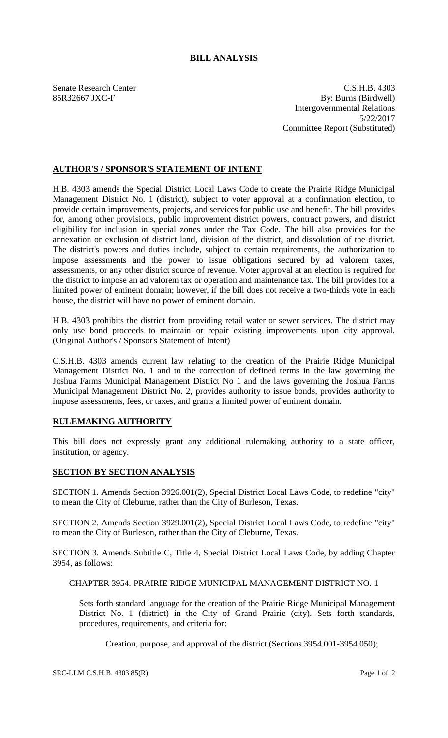# BILL ANALYSIS

Senate Research Center
85R32667 JXC-F

C.S.H.B. 4303
By: Burns (Birdwell)
Intergovernmental Relations
5/22/2017
Committee Report (Substituted)

## AUTHOR'S / SPONSOR'S STATEMENT OF INTENT

H.B. 4303 amends the Special District Local Laws Code to create the Prairie Ridge Municipal Management District No. 1 (district), subject to voter approval at a confirmation election, to provide certain improvements, projects, and services for public use and benefit. The bill provides for, among other provisions, public improvement district powers, contract powers, and district eligibility for inclusion in special zones under the Tax Code. The bill also provides for the annexation or exclusion of district land, division of the district, and dissolution of the district. The district's powers and duties include, subject to certain requirements, the authorization to impose assessments and the power to issue obligations secured by ad valorem taxes, assessments, or any other district source of revenue. Voter approval at an election is required for the district to impose an ad valorem tax or operation and maintenance tax. The bill provides for a limited power of eminent domain; however, if the bill does not receive a two-thirds vote in each house, the district will have no power of eminent domain.

H.B. 4303 prohibits the district from providing retail water or sewer services. The district may only use bond proceeds to maintain or repair existing improvements upon city approval. (Original Author's / Sponsor's Statement of Intent)

C.S.H.B. 4303 amends current law relating to the creation of the Prairie Ridge Municipal Management District No. 1 and to the correction of defined terms in the law governing the Joshua Farms Municipal Management District No 1 and the laws governing the Joshua Farms Municipal Management District No. 2, provides authority to issue bonds, provides authority to impose assessments, fees, or taxes, and grants a limited power of eminent domain.

## RULEMAKING AUTHORITY

This bill does not expressly grant any additional rulemaking authority to a state officer, institution, or agency.

## SECTION BY SECTION ANALYSIS

SECTION 1. Amends Section 3926.001(2), Special District Local Laws Code, to redefine "city" to mean the City of Cleburne, rather than the City of Burleson, Texas.

SECTION 2. Amends Section 3929.001(2), Special District Local Laws Code, to redefine "city" to mean the City of Burleson, rather than the City of Cleburne, Texas.

SECTION 3. Amends Subtitle C, Title 4, Special District Local Laws Code, by adding Chapter 3954, as follows:

CHAPTER 3954. PRAIRIE RIDGE MUNICIPAL MANAGEMENT DISTRICT NO. 1

Sets forth standard language for the creation of the Prairie Ridge Municipal Management District No. 1 (district) in the City of Grand Prairie (city). Sets forth standards, procedures, requirements, and criteria for:

Creation, purpose, and approval of the district (Sections 3954.001-3954.050);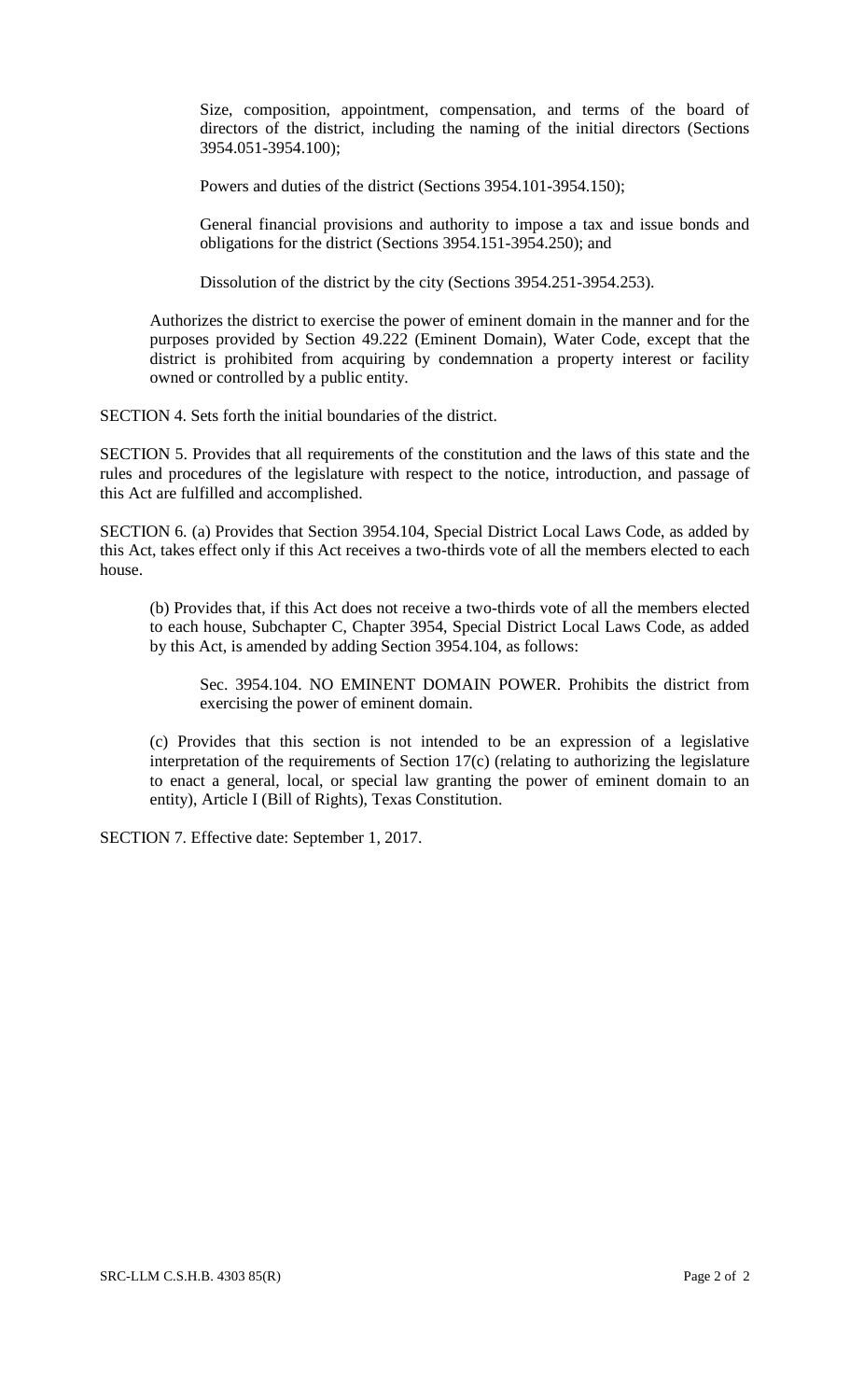Size, composition, appointment, compensation, and terms of the board of directors of the district, including the naming of the initial directors (Sections 3954.051-3954.100);

Powers and duties of the district (Sections 3954.101-3954.150);

General financial provisions and authority to impose a tax and issue bonds and obligations for the district (Sections 3954.151-3954.250); and

Dissolution of the district by the city (Sections 3954.251-3954.253).

Authorizes the district to exercise the power of eminent domain in the manner and for the purposes provided by Section 49.222 (Eminent Domain), Water Code, except that the district is prohibited from acquiring by condemnation a property interest or facility owned or controlled by a public entity.

SECTION 4. Sets forth the initial boundaries of the district.

SECTION 5. Provides that all requirements of the constitution and the laws of this state and the rules and procedures of the legislature with respect to the notice, introduction, and passage of this Act are fulfilled and accomplished.

SECTION 6. (a) Provides that Section 3954.104, Special District Local Laws Code, as added by this Act, takes effect only if this Act receives a two-thirds vote of all the members elected to each house.

(b) Provides that, if this Act does not receive a two-thirds vote of all the members elected to each house, Subchapter C, Chapter 3954, Special District Local Laws Code, as added by this Act, is amended by adding Section 3954.104, as follows:

Sec. 3954.104. NO EMINENT DOMAIN POWER. Prohibits the district from exercising the power of eminent domain.

(c) Provides that this section is not intended to be an expression of a legislative interpretation of the requirements of Section 17(c) (relating to authorizing the legislature to enact a general, local, or special law granting the power of eminent domain to an entity), Article I (Bill of Rights), Texas Constitution.

SECTION 7. Effective date: September 1, 2017.